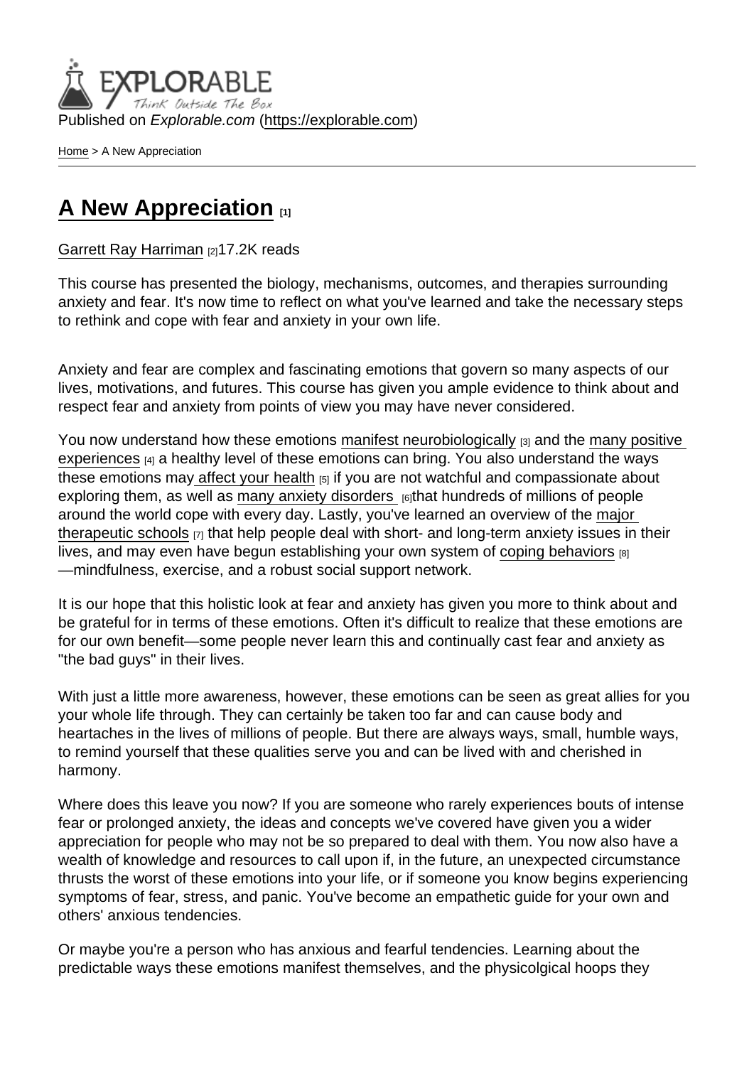Published on *Explorable.com* (https://explorable.com)

Home > A New Appreciation

# A New Appreciation [1]

Garrett Ray Harriman [2]17.2K reads

This course has presented the biology, mechanisms, outcomes, and therapies surrounding anxiety and fear. It's now time to reflect on what you've learned and take the necessary steps to rethink and cope with fear and anxiety in your own life.

Anxiety and fear are complex and fascinating emotions that govern so many aspects of our lives, motivations, and futures. This course has given you ample evidence to think about and respect fear and anxiety from points of view you may have never considered.

You now understand how these emotions manifest neurobiologically [3] and the many positive experiences [4] a healthy level of these emotions can bring. You also understand the ways these emotions may affect your health [5] if you are not watchful and compassionate about exploring them, as well as many anxiety disorders [6]that hundreds of millions of people around the world cope with every day. Lastly, you've learned an overview of the major therapeutic schools [7] that help people deal with short- and long-term anxiety issues in their lives, and may even have begun establishing your own system of coping behaviors [8] —mindfulness, exercise, and a robust social support network.

It is our hope that this holistic look at fear and anxiety has given you more to think about and be grateful for in terms of these emotions. Often it's difficult to realize that these emotions are for our own benefit—some people never learn this and continually cast fear and anxiety as "the bad guys" in their lives.

With just a little more awareness, however, these emotions can be seen as great allies for you your whole life through. They can certainly be taken too far and can cause body and heartaches in the lives of millions of people. But there are always ways, small, humble ways, to remind yourself that these qualities serve you and can be lived with and cherished in harmony.

Where does this leave you now? If you are someone who rarely experiences bouts of intense fear or prolonged anxiety, the ideas and concepts we've covered have given you a wider appreciation for people who may not be so prepared to deal with them. You now also have a wealth of knowledge and resources to call upon if, in the future, an unexpected circumstance thrusts the worst of these emotions into your life, or if someone you know begins experiencing symptoms of fear, stress, and panic. You've become an empathetic guide for your own and others' anxious tendencies.

Or maybe you're a person who has anxious and fearful tendencies. Learning about the predictable ways these emotions manifest themselves, and the physicolgical hoops they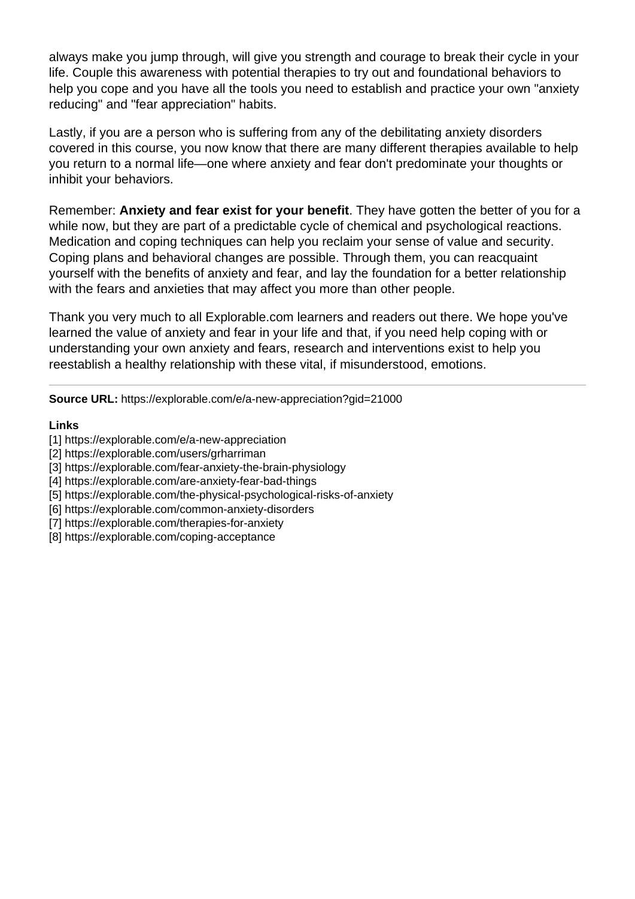always make you jump through, will give you strength and courage to break their cycle in your life. Couple this awareness with potential therapies to try out and foundational behaviors to help you cope and you have all the tools you need to establish and practice your own "anxiety reducing" and "fear appreciation" habits.

Lastly, if you are a person who is suffering from any of the debilitating anxiety disorders covered in this course, you now know that there are many different therapies available to help you return to a normal life—one where anxiety and fear don't predominate your thoughts or inhibit your behaviors.

Remember: **Anxiety and fear exist for your benefit**. They have gotten the better of you for a while now, but they are part of a predictable cycle of chemical and psychological reactions. Medication and coping techniques can help you reclaim your sense of value and security. Coping plans and behavioral changes are possible. Through them, you can reacquaint yourself with the benefits of anxiety and fear, and lay the foundation for a better relationship with the fears and anxieties that may affect you more than other people.

Thank you very much to all Explorable.com learners and readers out there. We hope you've learned the value of anxiety and fear in your life and that, if you need help coping with or understanding your own anxiety and fears, research and interventions exist to help you reestablish a healthy relationship with these vital, if misunderstood, emotions.

---

**Source URL:** https://explorable.com/e/a-new-appreciation?gid=21000

**Links**

[1] https://explorable.com/e/a-new-appreciation
[2] https://explorable.com/users/grharriman
[3] https://explorable.com/fear-anxiety-the-brain-physiology
[4] https://explorable.com/are-anxiety-fear-bad-things
[5] https://explorable.com/the-physical-psychological-risks-of-anxiety
[6] https://explorable.com/common-anxiety-disorders
[7] https://explorable.com/therapies-for-anxiety
[8] https://explorable.com/coping-acceptance